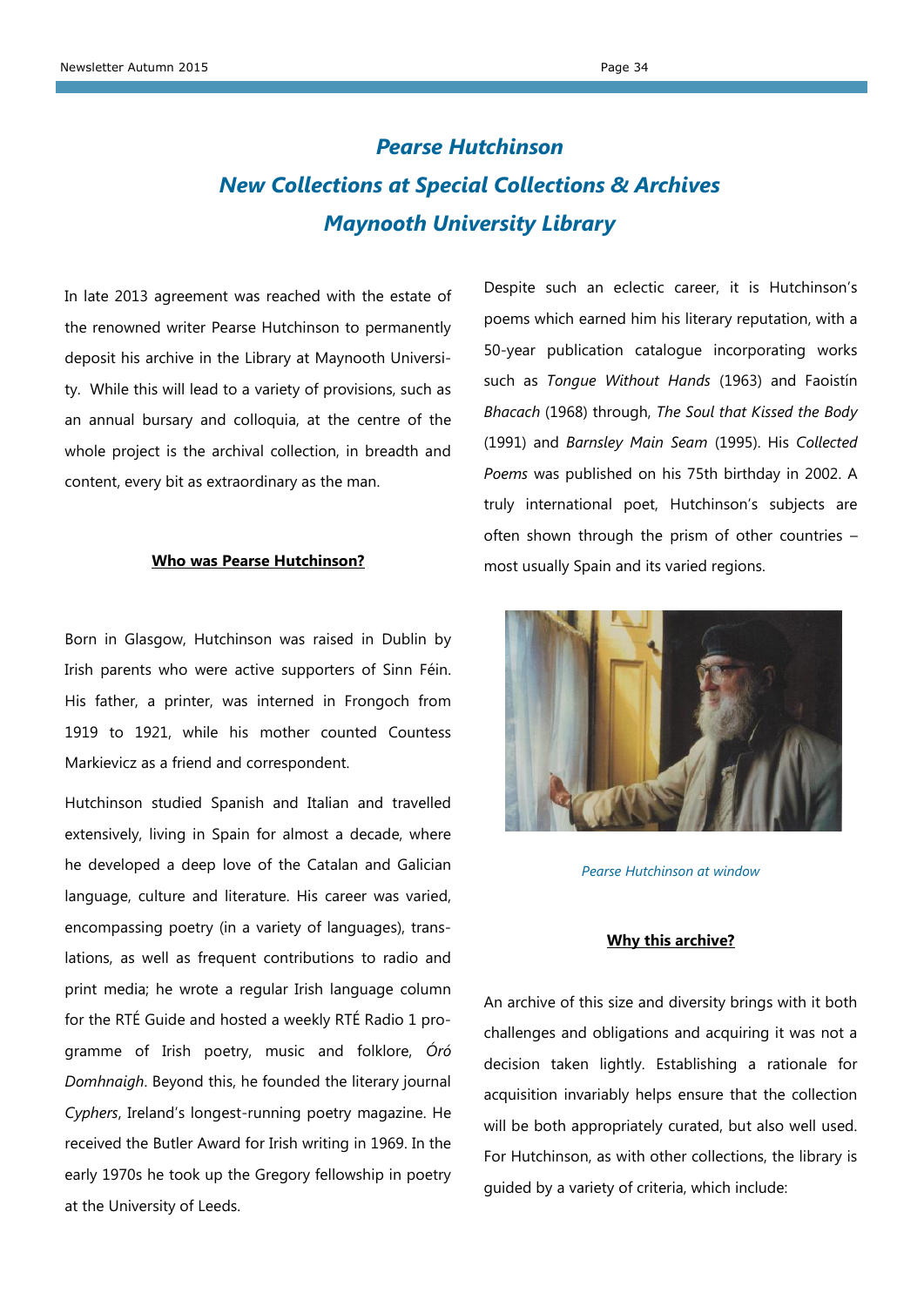# *Pearse Hutchinson*
# *New Collections at Special Collections & Archives*
# *Maynooth University Library*

In late 2013 agreement was reached with the estate of the renowned writer Pearse Hutchinson to permanently deposit his archive in the Library at Maynooth University. While this will lead to a variety of provisions, such as an annual bursary and colloquia, at the centre of the whole project is the archival collection, in breadth and content, every bit as extraordinary as the man.

**Who was Pearse Hutchinson?**

Born in Glasgow, Hutchinson was raised in Dublin by Irish parents who were active supporters of Sinn Féin. His father, a printer, was interned in Frongoch from 1919 to 1921, while his mother counted Countess Markievicz as a friend and correspondent.

Hutchinson studied Spanish and Italian and travelled extensively, living in Spain for almost a decade, where he developed a deep love of the Catalan and Galician language, culture and literature. His career was varied, encompassing poetry (in a variety of languages), translations, as well as frequent contributions to radio and print media; he wrote a regular Irish language column for the RTÉ Guide and hosted a weekly RTÉ Radio 1 programme of Irish poetry, music and folklore, *Óró Domhnaigh*. Beyond this, he founded the literary journal *Cyphers*, Ireland's longest-running poetry magazine. He received the Butler Award for Irish writing in 1969. In the early 1970s he took up the Gregory fellowship in poetry at the University of Leeds.

Despite such an eclectic career, it is Hutchinson's poems which earned him his literary reputation, with a 50-year publication catalogue incorporating works such as *Tongue Without Hands* (1963) and Faoistín *Bhacach* (1968) through, *The Soul that Kissed the Body* (1991) and *Barnsley Main Seam* (1995). His *Collected Poems* was published on his 75th birthday in 2002. A truly international poet, Hutchinson's subjects are often shown through the prism of other countries – most usually Spain and its varied regions.

*Pearse Hutchinson at window*

**Why this archive?**

An archive of this size and diversity brings with it both challenges and obligations and acquiring it was not a decision taken lightly. Establishing a rationale for acquisition invariably helps ensure that the collection will be both appropriately curated, but also well used. For Hutchinson, as with other collections, the library is guided by a variety of criteria, which include: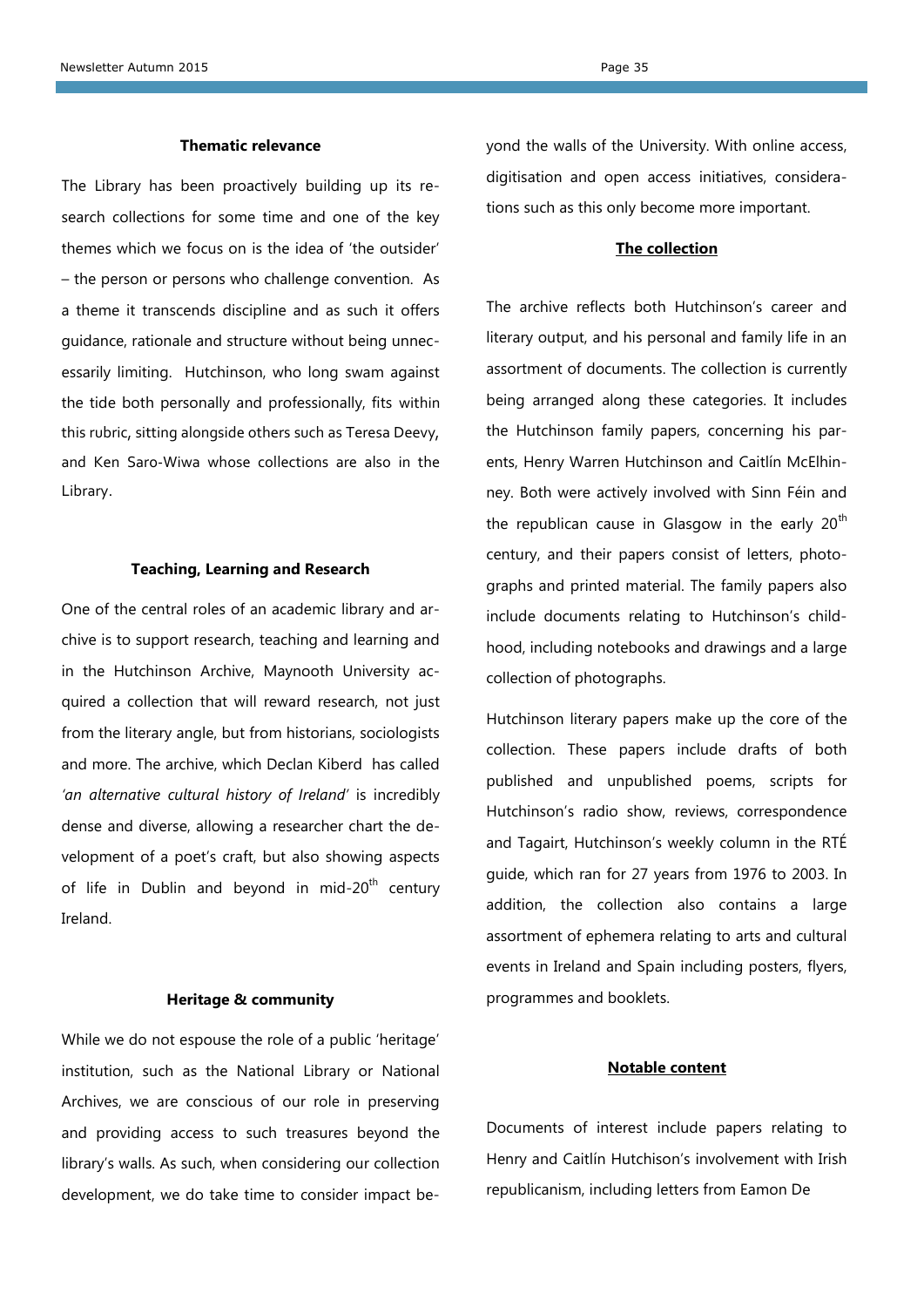### Thematic relevance

The Library has been proactively building up its research collections for some time and one of the key themes which we focus on is the idea of 'the outsider' – the person or persons who challenge convention. As a theme it transcends discipline and as such it offers guidance, rationale and structure without being unnecessarily limiting. Hutchinson, who long swam against the tide both personally and professionally, fits within this rubric, sitting alongside others such as Teresa Deevy, and Ken Saro-Wiwa whose collections are also in the Library.

### Teaching, Learning and Research

One of the central roles of an academic library and archive is to support research, teaching and learning and in the Hutchinson Archive, Maynooth University acquired a collection that will reward research, not just from the literary angle, but from historians, sociologists and more. The archive, which Declan Kiberd has called *'an alternative cultural history of Ireland'* is incredibly dense and diverse, allowing a researcher chart the development of a poet's craft, but also showing aspects of life in Dublin and beyond in mid-20th century Ireland.

### Heritage & community

While we do not espouse the role of a public 'heritage' institution, such as the National Library or National Archives, we are conscious of our role in preserving and providing access to such treasures beyond the library's walls. As such, when considering our collection development, we do take time to consider impact beyond the walls of the University. With online access, digitisation and open access initiatives, considerations such as this only become more important.

### The collection

The archive reflects both Hutchinson's career and literary output, and his personal and family life in an assortment of documents. The collection is currently being arranged along these categories. It includes the Hutchinson family papers, concerning his parents, Henry Warren Hutchinson and Caitlín McElhinney. Both were actively involved with Sinn Féin and the republican cause in Glasgow in the early 20th century, and their papers consist of letters, photographs and printed material. The family papers also include documents relating to Hutchinson's childhood, including notebooks and drawings and a large collection of photographs.

Hutchinson literary papers make up the core of the collection. These papers include drafts of both published and unpublished poems, scripts for Hutchinson's radio show, reviews, correspondence and Tagairt, Hutchinson's weekly column in the RTÉ guide, which ran for 27 years from 1976 to 2003. In addition, the collection also contains a large assortment of ephemera relating to arts and cultural events in Ireland and Spain including posters, flyers, programmes and booklets.

### Notable content

Documents of interest include papers relating to Henry and Caitlín Hutchison's involvement with Irish republicanism, including letters from Eamon De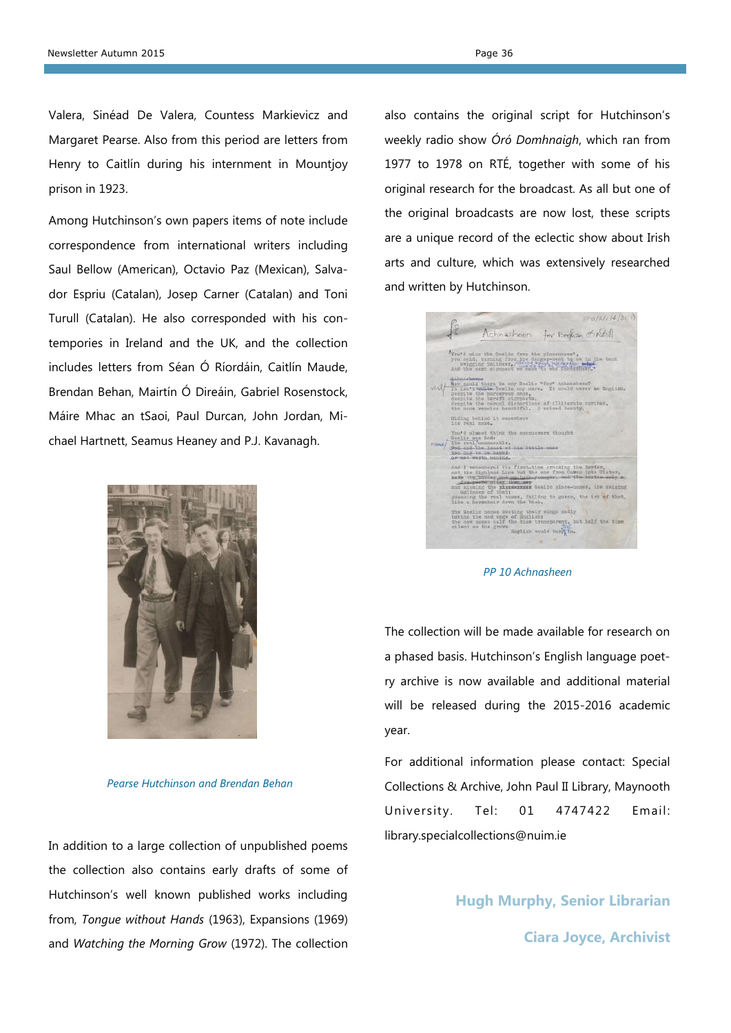Valera, Sinéad De Valera, Countess Markievicz and Margaret Pearse. Also from this period are letters from Henry to Caitlín during his internment in Mountjoy prison in 1923.

Among Hutchinson's own papers items of note include correspondence from international writers including Saul Bellow (American), Octavio Paz (Mexican), Salvador Espriu (Catalan), Josep Carner (Catalan) and Toni Turull (Catalan). He also corresponded with his contempories in Ireland and the UK, and the collection includes letters from Séan Ó Ríordáin, Caitlín Maude, Brendan Behan, Mairtín Ó Direáin, Gabriel Rosenstock, Máire Mhac an tSaoi, Paul Durcan, John Jordan, Michael Hartnett, Seamus Heaney and P.J. Kavanagh.

*Pearse Hutchinson and Brendan Behan*

In addition to a large collection of unpublished poems the collection also contains early drafts of some of Hutchinson's well known published works including from, *Tongue without Hands* (1963), Expansions (1969) and *Watching the Morning Grow* (1972). The collection also contains the original script for Hutchinson's weekly radio show *Óró Domhnaigh*, which ran from 1977 to 1978 on RTÉ, together with some of his original research for the broadcast. As all but one of the original broadcasts are now lost, these scripts are a unique record of the eclectic show about Irish arts and culture, which was extensively researched and written by Hutchinson.

*PP 10 Achnasheen*

The collection will be made available for research on a phased basis. Hutchinson's English language poetry archive is now available and additional material will be released during the 2015-2016 academic year.

For additional information please contact: Special Collections & Archive, John Paul II Library, Maynooth University. Tel: 01 4747422 Email: library.specialcollections@nuim.ie

**Hugh Murphy, Senior Librarian**

**Ciara Joyce, Archivist**